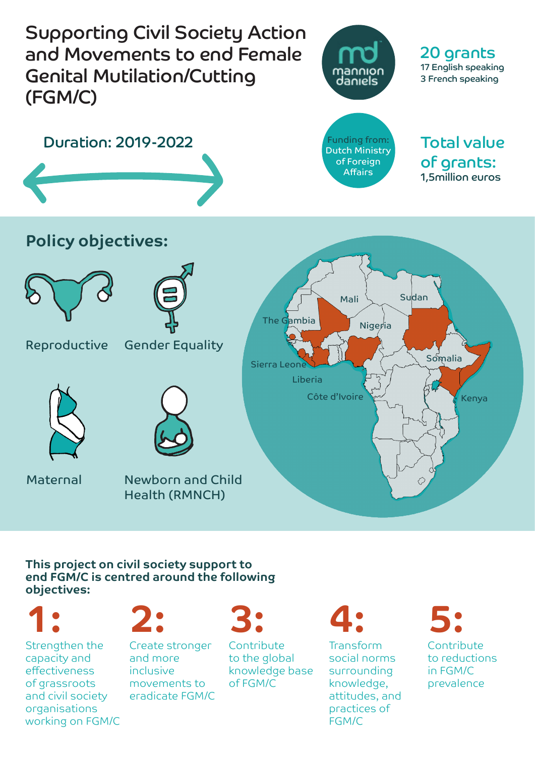# Supporting Civil Society Action and Movements to end Female Genital Mutilation/Cutting (FGM/C)

mannion daniels

**20 grants**
17 English speaking
3 French speaking

Duration: 2019-2022

Funding from: Dutch Ministry of Foreign Affairs

**Total value of grants:**
1,5million euros

## Policy objectives:

Reproductive

Gender Equality

Maternal

Newborn and Child Health (RMNCH)

Mali, Sudan, The Gambia, Nigeria, Sierra Leone, Somalia, Liberia, Côte d'Ivoire, Kenya

**This project on civil society support to end FGM/C is centred around the following objectives:**

**1:** Strengthen the capacity and effectiveness of grassroots and civil society organisations working on FGM/C

**2:** Create stronger and more inclusive movements to eradicate FGM/C

**3:** Contribute to the global knowledge base of FGM/C

**4:** Transform social norms surrounding knowledge, attitudes, and practices of FGM/C

**5:** Contribute to reductions in FGM/C prevalence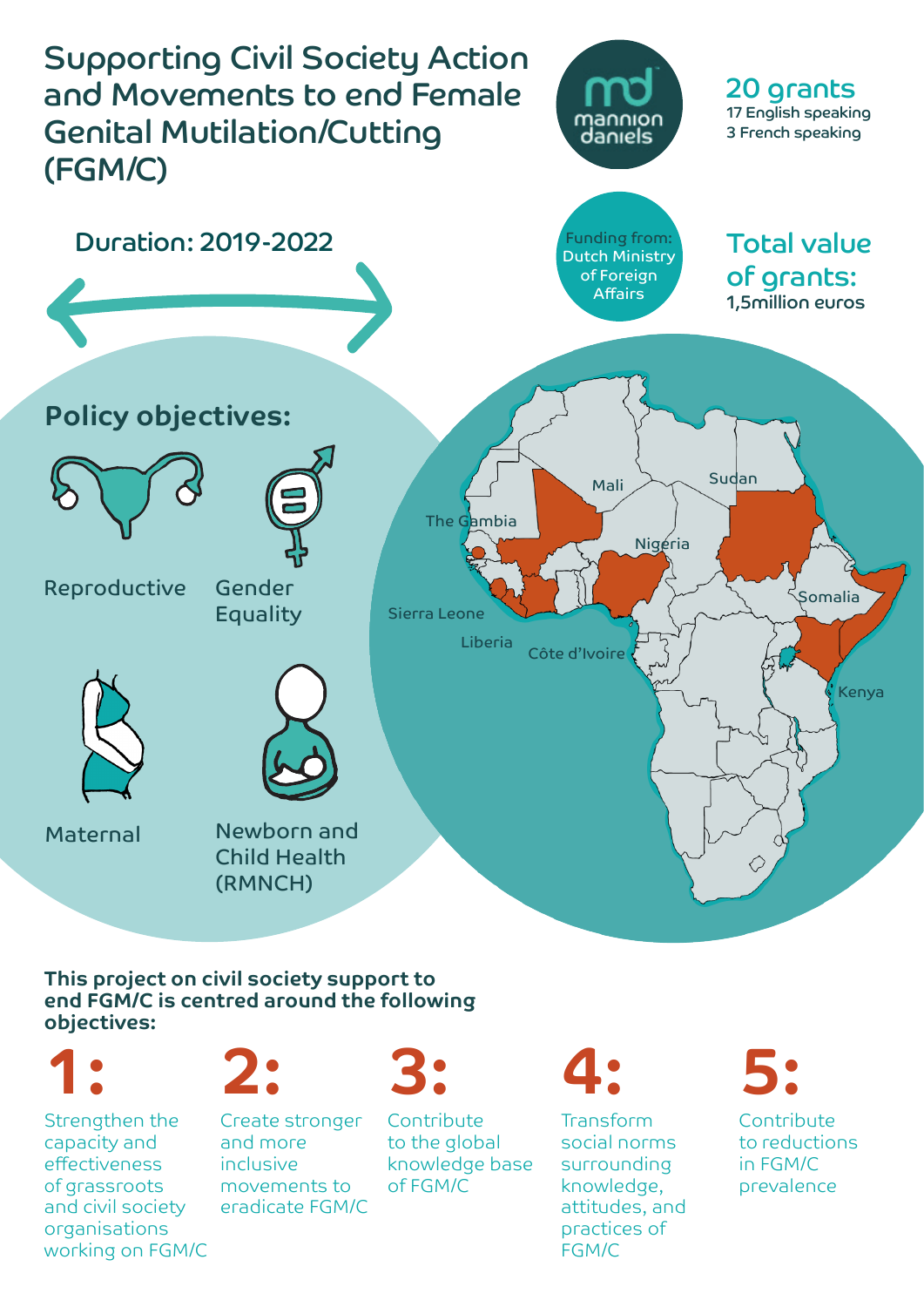# Supporting Civil Society Action and Movements to end Female Genital Mutilation/Cutting (FGM/C)

mannion daniels

**20 grants**
17 English speaking
3 French speaking

**Duration: 2019-2022**

Funding from: Dutch Ministry of Foreign Affairs

**Total value of grants:**
1,5million euros

## Policy objectives:

Reproductive

Gender Equality

Maternal

Newborn and Child Health (RMNCH)

Mali
Sudan
The Gambia
Nigeria
Somalia
Sierra Leone
Liberia
Côte d'Ivoire
Kenya

**This project on civil society support to end FGM/C is centred around the following objectives:**

**1:** Strengthen the capacity and effectiveness of grassroots and civil society organisations working on FGM/C

**2:** Create stronger and more inclusive movements to eradicate FGM/C

**3:** Contribute to the global knowledge base of FGM/C

**4:** Transform social norms surrounding knowledge, attitudes, and practices of FGM/C

**5:** Contribute to reductions in FGM/C prevalence